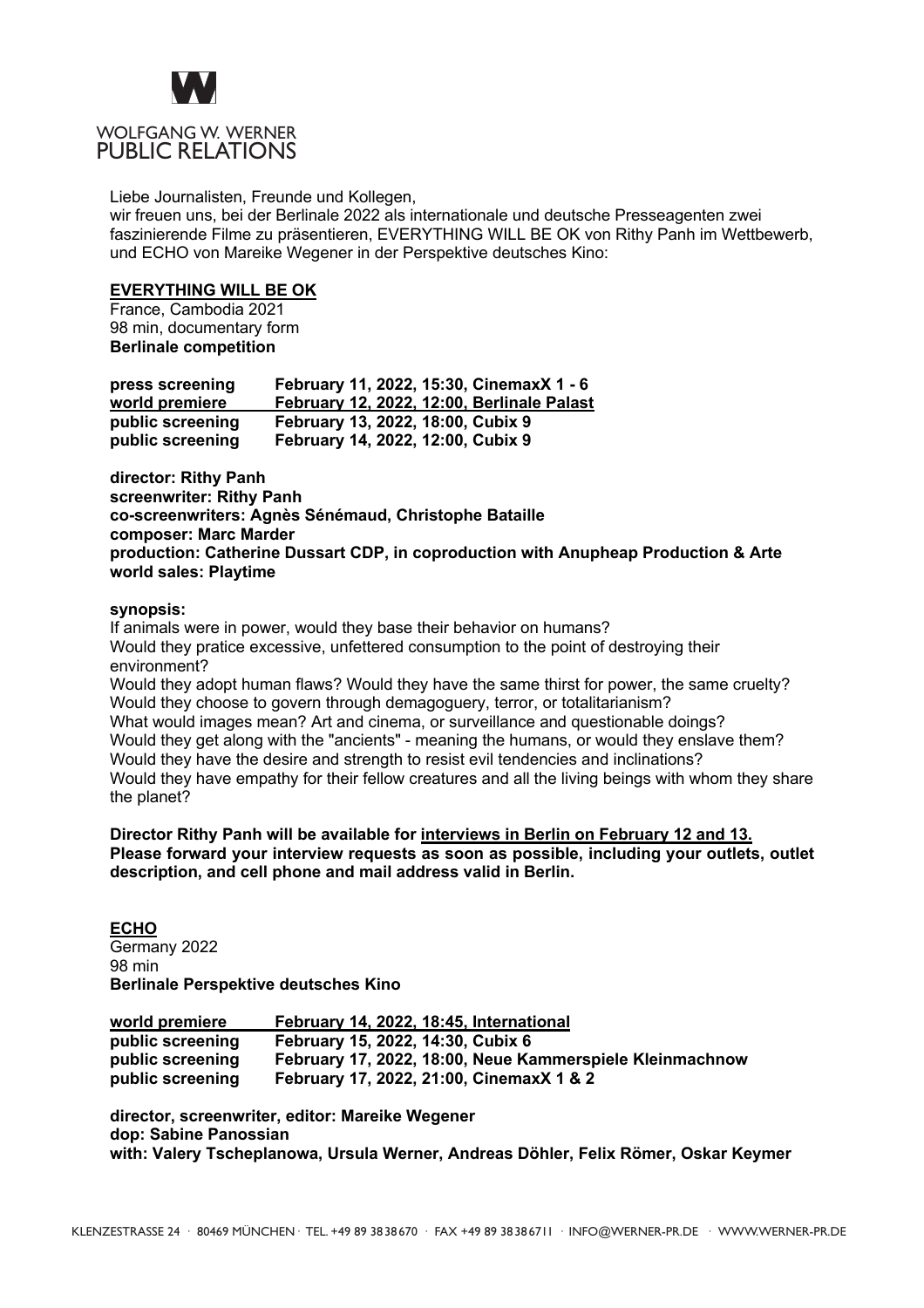WOLFGANG W. WERNER
PUBLIC RELATIONS

Liebe Journalisten, Freunde und Kollegen,
wir freuen uns, bei der Berlinale 2022 als internationale und deutsche Presseagenten zwei faszinierende Filme zu präsentieren, EVERYTHING WILL BE OK von Rithy Panh im Wettbewerb, und ECHO von Mareike Wegener in der Perspektive deutsches Kino:

## EVERYTHING WILL BE OK

France, Cambodia 2021
98 min, documentary form
**Berlinale competition**

| | |
|---|---|
| **press screening** | **February 11, 2022, 15:30, CinemaxX 1 - 6** |
| **world premiere** | **February 12, 2022, 12:00, Berlinale Palast** |
| **public screening** | **February 13, 2022, 18:00, Cubix 9** |
| **public screening** | **February 14, 2022, 12:00, Cubix 9** |

**director: Rithy Panh**
**screenwriter: Rithy Panh**
**co-screenwriters: Agnès Sénémaud, Christophe Bataille**
**composer: Marc Marder**
**production: Catherine Dussart CDP, in coproduction with Anupheap Production & Arte**
**world sales: Playtime**

**synopsis:**
If animals were in power, would they base their behavior on humans?
Would they pratice excessive, unfettered consumption to the point of destroying their environment?
Would they adopt human flaws? Would they have the same thirst for power, the same cruelty?
Would they choose to govern through demagoguery, terror, or totalitarianism?
What would images mean? Art and cinema, or surveillance and questionable doings?
Would they get along with the "ancients" - meaning the humans, or would they enslave them?
Would they have the desire and strength to resist evil tendencies and inclinations?
Would they have empathy for their fellow creatures and all the living beings with whom they share the planet?

**Director Rithy Panh will be available for interviews in Berlin on February 12 and 13. Please forward your interview requests as soon as possible, including your outlets, outlet description, and cell phone and mail address valid in Berlin.**

## ECHO

Germany 2022
98 min
**Berlinale Perspektive deutsches Kino**

| | |
|---|---|
| **world premiere** | **February 14, 2022, 18:45, International** |
| **public screening** | **February 15, 2022, 14:30, Cubix 6** |
| **public screening** | **February 17, 2022, 18:00, Neue Kammerspiele Kleinmachnow** |
| **public screening** | **February 17, 2022, 21:00, CinemaxX 1 & 2** |

**director, screenwriter, editor: Mareike Wegener**
**dop: Sabine Panossian**
**with: Valery Tscheplanowa, Ursula Werner, Andreas Döhler, Felix Römer, Oskar Keymer**

KLENZESTRASSE 24 · 80469 MÜNCHEN · TEL. +49 89 3838670 · FAX +49 89 38386711 · INFO@WERNER-PR.DE · WWW.WERNER-PR.DE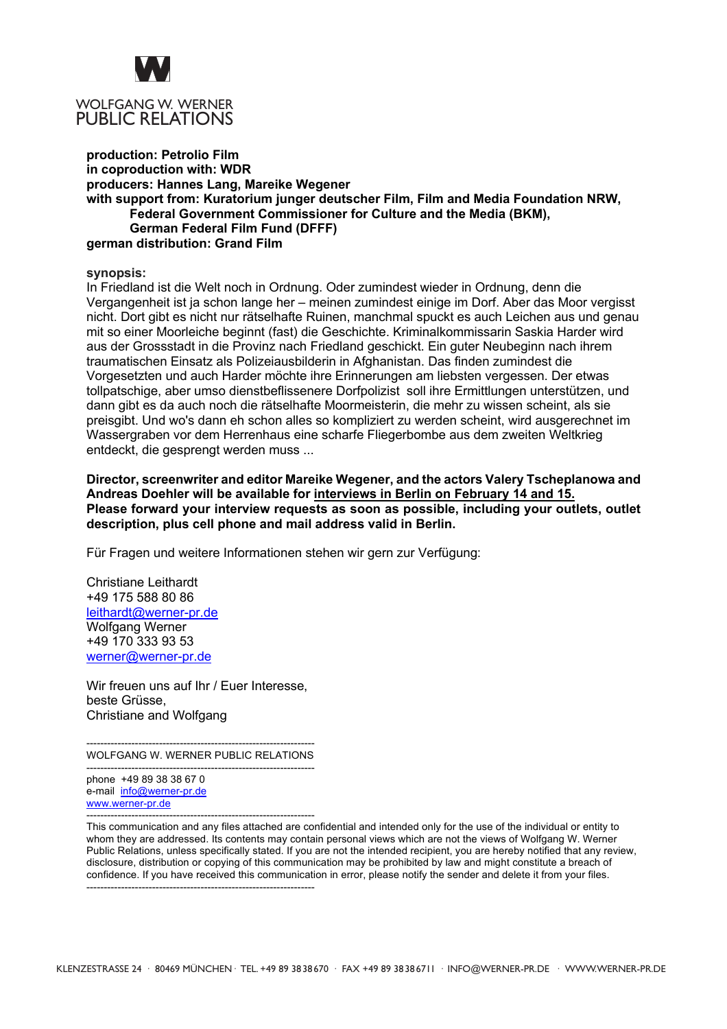WOLFGANG W. WERNER
PUBLIC RELATIONS

**production: Petrolio Film**
**in coproduction with: WDR**
**producers: Hannes Lang, Mareike Wegener**
**with support from: Kuratorium junger deutscher Film, Film and Media Foundation NRW, Federal Government Commissioner for Culture and the Media (BKM), German Federal Film Fund (DFFF)**
**german distribution: Grand Film**

**synopsis:**
In Friedland ist die Welt noch in Ordnung. Oder zumindest wieder in Ordnung, denn die Vergangenheit ist ja schon lange her – meinen zumindest einige im Dorf. Aber das Moor vergisst nicht. Dort gibt es nicht nur rätselhafte Ruinen, manchmal spuckt es auch Leichen aus und genau mit so einer Moorleiche beginnt (fast) die Geschichte. Kriminalkommissarin Saskia Harder wird aus der Grossstadt in die Provinz nach Friedland geschickt. Ein guter Neubeginn nach ihrem traumatischen Einsatz als Polizeiausbilderin in Afghanistan. Das finden zumindest die Vorgesetzten und auch Harder möchte ihre Erinnerungen am liebsten vergessen. Der etwas tollpatschige, aber umso dienstbeflissenere Dorfpolizist soll ihre Ermittlungen unterstützen, und dann gibt es da auch noch die rätselhafte Moormeisterin, die mehr zu wissen scheint, als sie preisgibt. Und wo's dann eh schon alles so kompliziert zu werden scheint, wird ausgerechnet im Wassergraben vor dem Herrenhaus eine scharfe Fliegerbombe aus dem zweiten Weltkrieg entdeckt, die gesprengt werden muss ...

**Director, screenwriter and editor Mareike Wegener, and the actors Valery Tscheplanowa and Andreas Doehler will be available for interviews in Berlin on February 14 and 15.**
**Please forward your interview requests as soon as possible, including your outlets, outlet description, plus cell phone and mail address valid in Berlin.**

Für Fragen und weitere Informationen stehen wir gern zur Verfügung:

Christiane Leithardt
+49 175 588 80 86
leithardt@werner-pr.de
Wolfgang Werner
+49 170 333 93 53
werner@werner-pr.de

Wir freuen uns auf Ihr / Euer Interesse,
beste Grüsse,
Christiane and Wolfgang

---

WOLFGANG W. WERNER PUBLIC RELATIONS

---

phone +49 89 38 38 67 0
e-mail info@werner-pr.de
www.werner-pr.de

---

This communication and any files attached are confidential and intended only for the use of the individual or entity to whom they are addressed. Its contents may contain personal views which are not the views of Wolfgang W. Werner Public Relations, unless specifically stated. If you are not the intended recipient, you are hereby notified that any review, disclosure, distribution or copying of this communication may be prohibited by law and might constitute a breach of confidence. If you have received this communication in error, please notify the sender and delete it from your files.

---

KLENZESTRASSE 24 · 80469 MÜNCHEN · TEL. +49 89 38 38 670 · FAX +49 89 38 38 67 11 · INFO@WERNER-PR.DE · WWW.WERNER-PR.DE